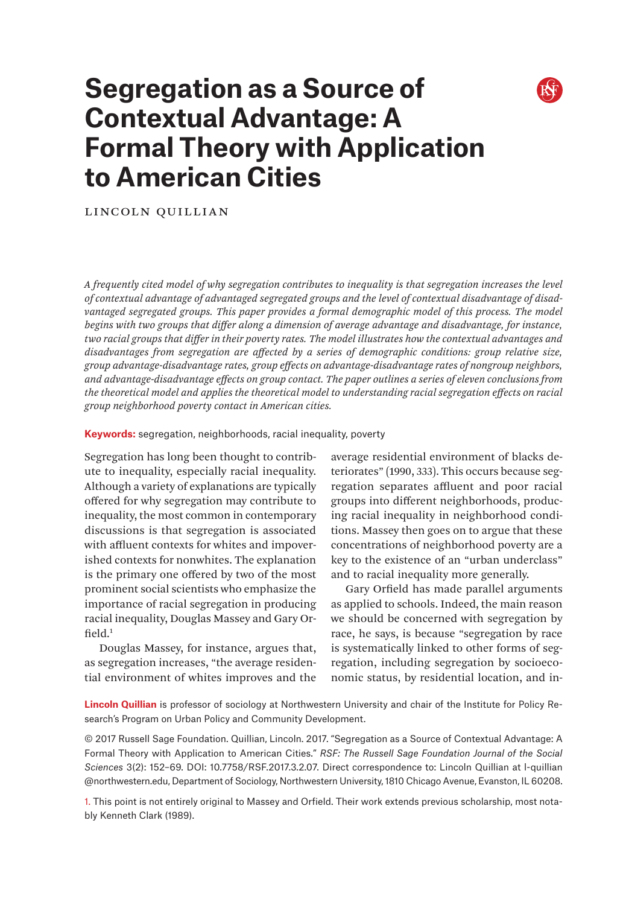# Segregation as a Source of Contextual Advantage: A Formal Theory with Application to American Cities

Lincoln Quillian

*A frequently cited model of why segregation contributes to inequality is that segregation increases the level of contextual advantage of advantaged segregated groups and the level of contextual disadvantage of disadvantaged segregated groups. This paper provides a formal demographic model of this process. The model begins with two groups that differ along a dimension of average advantage and disadvantage, for instance, two racial groups that differ in their poverty rates. The model illustrates how the contextual advantages and disadvantages from segregation are affected by a series of demographic conditions: group relative size, group advantage-disadvantage rates, group effects on advantage-disadvantage rates of nongroup neighbors, and advantage-disadvantage effects on group contact. The paper outlines a series of eleven conclusions from the theoretical model and applies the theoretical model to understanding racial segregation effects on racial group neighborhood poverty contact in American cities.*

**Keywords:** segregation, neighborhoods, racial inequality, poverty

Segregation has long been thought to contribute to inequality, especially racial inequality. Although a variety of explanations are typically offered for why segregation may contribute to inequality, the most common in contemporary discussions is that segregation is associated with affluent contexts for whites and impoverished contexts for nonwhites. The explanation is the primary one offered by two of the most prominent social scientists who emphasize the importance of racial segregation in producing racial inequality, Douglas Massey and Gary Orfield.[1]

Douglas Massey, for instance, argues that, as segregation increases, "the average residential environment of whites improves and the average residential environment of blacks deteriorates" (1990, 333). This occurs because segregation separates affluent and poor racial groups into different neighborhoods, producing racial inequality in neighborhood conditions. Massey then goes on to argue that these concentrations of neighborhood poverty are a key to the existence of an "urban underclass" and to racial inequality more generally.

Gary Orfield has made parallel arguments as applied to schools. Indeed, the main reason we should be concerned with segregation by race, he says, is because "segregation by race is systematically linked to other forms of segregation, including segregation by socioeconomic status, by residential location, and in-

**Lincoln Quillian** is professor of sociology at Northwestern University and chair of the Institute for Policy Research's Program on Urban Policy and Community Development.

© 2017 Russell Sage Foundation. Quillian, Lincoln. 2017. "Segregation as a Source of Contextual Advantage: A Formal Theory with Application to American Cities." *RSF: The Russell Sage Foundation Journal of the Social Sciences* 3(2): 152–69. DOI: 10.7758/RSF.2017.3.2.07. Direct correspondence to: Lincoln Quillian at l-quillian@northwestern.edu, Department of Sociology, Northwestern University, 1810 Chicago Avenue, Evanston, IL 60208.

1. This point is not entirely original to Massey and Orfield. Their work extends previous scholarship, most notably Kenneth Clark (1989).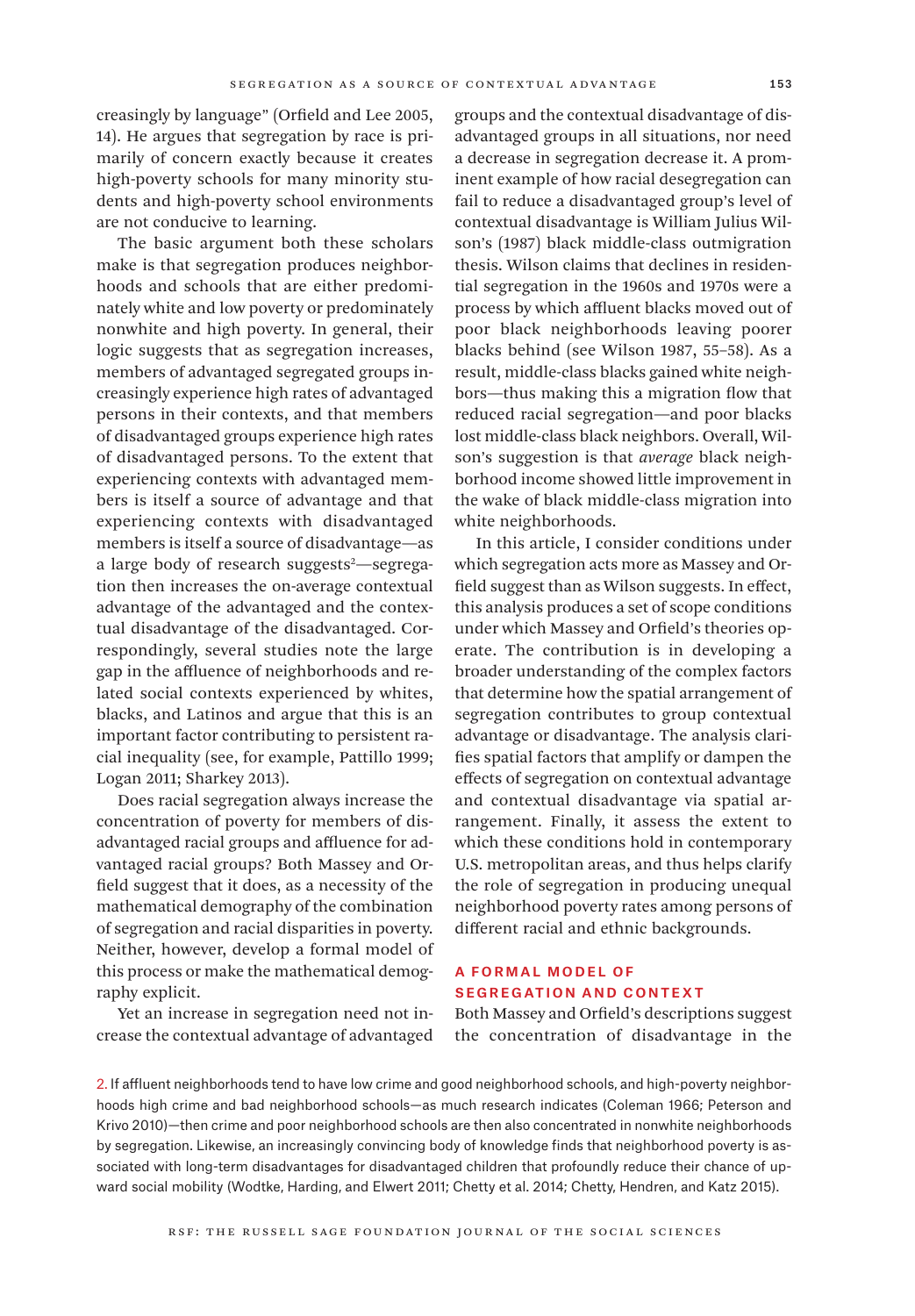creasingly by language" (Orfield and Lee 2005, 14). He argues that segregation by race is primarily of concern exactly because it creates high-poverty schools for many minority students and high-poverty school environments are not conducive to learning.

The basic argument both these scholars make is that segregation produces neighborhoods and schools that are either predominately white and low poverty or predominately nonwhite and high poverty. In general, their logic suggests that as segregation increases, members of advantaged segregated groups increasingly experience high rates of advantaged persons in their contexts, and that members of disadvantaged groups experience high rates of disadvantaged persons. To the extent that experiencing contexts with advantaged members is itself a source of advantage and that experiencing contexts with disadvantaged members is itself a source of disadvantage—as a large body of research suggests[2]—segregation then increases the on-average contextual advantage of the advantaged and the contextual disadvantage of the disadvantaged. Correspondingly, several studies note the large gap in the affluence of neighborhoods and related social contexts experienced by whites, blacks, and Latinos and argue that this is an important factor contributing to persistent racial inequality (see, for example, Pattillo 1999; Logan 2011; Sharkey 2013).

Does racial segregation always increase the concentration of poverty for members of disadvantaged racial groups and affluence for advantaged racial groups? Both Massey and Orfield suggest that it does, as a necessity of the mathematical demography of the combination of segregation and racial disparities in poverty. Neither, however, develop a formal model of this process or make the mathematical demography explicit.

Yet an increase in segregation need not increase the contextual advantage of advantaged groups and the contextual disadvantage of disadvantaged groups in all situations, nor need a decrease in segregation decrease it. A prominent example of how racial desegregation can fail to reduce a disadvantaged group's level of contextual disadvantage is William Julius Wilson's (1987) black middle-class outmigration thesis. Wilson claims that declines in residential segregation in the 1960s and 1970s were a process by which affluent blacks moved out of poor black neighborhoods leaving poorer blacks behind (see Wilson 1987, 55–58). As a result, middle-class blacks gained white neighbors—thus making this a migration flow that reduced racial segregation—and poor blacks lost middle-class black neighbors. Overall, Wilson's suggestion is that *average* black neighborhood income showed little improvement in the wake of black middle-class migration into white neighborhoods.

In this article, I consider conditions under which segregation acts more as Massey and Orfield suggest than as Wilson suggests. In effect, this analysis produces a set of scope conditions under which Massey and Orfield's theories operate. The contribution is in developing a broader understanding of the complex factors that determine how the spatial arrangement of segregation contributes to group contextual advantage or disadvantage. The analysis clarifies spatial factors that amplify or dampen the effects of segregation on contextual advantage and contextual disadvantage via spatial arrangement. Finally, it assess the extent to which these conditions hold in contemporary U.S. metropolitan areas, and thus helps clarify the role of segregation in producing unequal neighborhood poverty rates among persons of different racial and ethnic backgrounds.

## A FORMAL MODEL OF SEGREGATION AND CONTEXT

Both Massey and Orfield's descriptions suggest the concentration of disadvantage in the

2. If affluent neighborhoods tend to have low crime and good neighborhood schools, and high-poverty neighborhoods high crime and bad neighborhood schools—as much research indicates (Coleman 1966; Peterson and Krivo 2010)—then crime and poor neighborhood schools are then also concentrated in nonwhite neighborhoods by segregation. Likewise, an increasingly convincing body of knowledge finds that neighborhood poverty is associated with long-term disadvantages for disadvantaged children that profoundly reduce their chance of upward social mobility (Wodtke, Harding, and Elwert 2011; Chetty et al. 2014; Chetty, Hendren, and Katz 2015).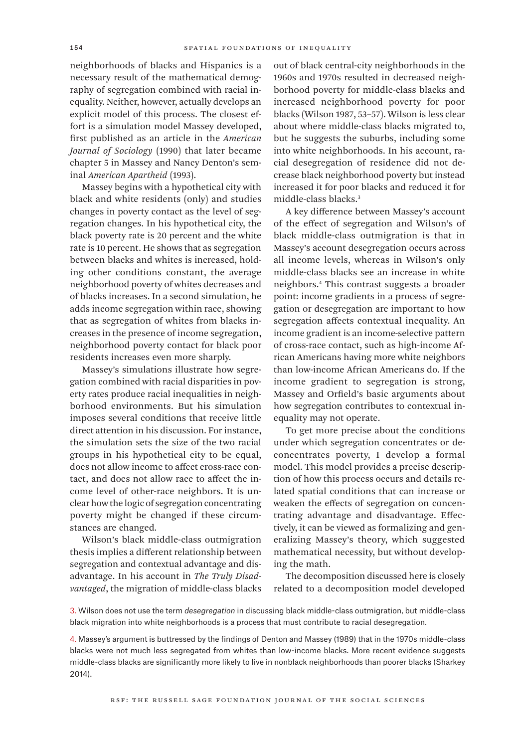neighborhoods of blacks and Hispanics is a necessary result of the mathematical demography of segregation combined with racial inequality. Neither, however, actually develops an explicit model of this process. The closest effort is a simulation model Massey developed, first published as an article in the *American Journal of Sociology* (1990) that later became chapter 5 in Massey and Nancy Denton's seminal *American Apartheid* (1993).

Massey begins with a hypothetical city with black and white residents (only) and studies changes in poverty contact as the level of segregation changes. In his hypothetical city, the black poverty rate is 20 percent and the white rate is 10 percent. He shows that as segregation between blacks and whites is increased, holding other conditions constant, the average neighborhood poverty of whites decreases and of blacks increases. In a second simulation, he adds income segregation within race, showing that as segregation of whites from blacks increases in the presence of income segregation, neighborhood poverty contact for black poor residents increases even more sharply.

Massey's simulations illustrate how segregation combined with racial disparities in poverty rates produce racial inequalities in neighborhood environments. But his simulation imposes several conditions that receive little direct attention in his discussion. For instance, the simulation sets the size of the two racial groups in his hypothetical city to be equal, does not allow income to affect cross-race contact, and does not allow race to affect the income level of other-race neighbors. It is unclear how the logic of segregation concentrating poverty might be changed if these circumstances are changed.

Wilson's black middle-class outmigration thesis implies a different relationship between segregation and contextual advantage and disadvantage. In his account in *The Truly Disadvantaged*, the migration of middle-class blacks out of black central-city neighborhoods in the 1960s and 1970s resulted in decreased neighborhood poverty for middle-class blacks and increased neighborhood poverty for poor blacks (Wilson 1987, 53–57). Wilson is less clear about where middle-class blacks migrated to, but he suggests the suburbs, including some into white neighborhoods. In his account, racial desegregation of residence did not decrease black neighborhood poverty but instead increased it for poor blacks and reduced it for middle-class blacks.[3]

A key difference between Massey's account of the effect of segregation and Wilson's of black middle-class outmigration is that in Massey's account desegregation occurs across all income levels, whereas in Wilson's only middle-class blacks see an increase in white neighbors.[4] This contrast suggests a broader point: income gradients in a process of segregation or desegregation are important to how segregation affects contextual inequality. An income gradient is an income-selective pattern of cross-race contact, such as high-income African Americans having more white neighbors than low-income African Americans do. If the income gradient to segregation is strong, Massey and Orfield's basic arguments about how segregation contributes to contextual inequality may not operate.

To get more precise about the conditions under which segregation concentrates or deconcentrates poverty, I develop a formal model. This model provides a precise description of how this process occurs and details related spatial conditions that can increase or weaken the effects of segregation on concentrating advantage and disadvantage. Effectively, it can be viewed as formalizing and generalizing Massey's theory, which suggested mathematical necessity, but without developing the math.

The decomposition discussed here is closely related to a decomposition model developed

3. Wilson does not use the term *desegregation* in discussing black middle-class outmigration, but middle-class black migration into white neighborhoods is a process that must contribute to racial desegregation.

4. Massey's argument is buttressed by the findings of Denton and Massey (1989) that in the 1970s middle-class blacks were not much less segregated from whites than low-income blacks. More recent evidence suggests middle-class blacks are significantly more likely to live in nonblack neighborhoods than poorer blacks (Sharkey 2014).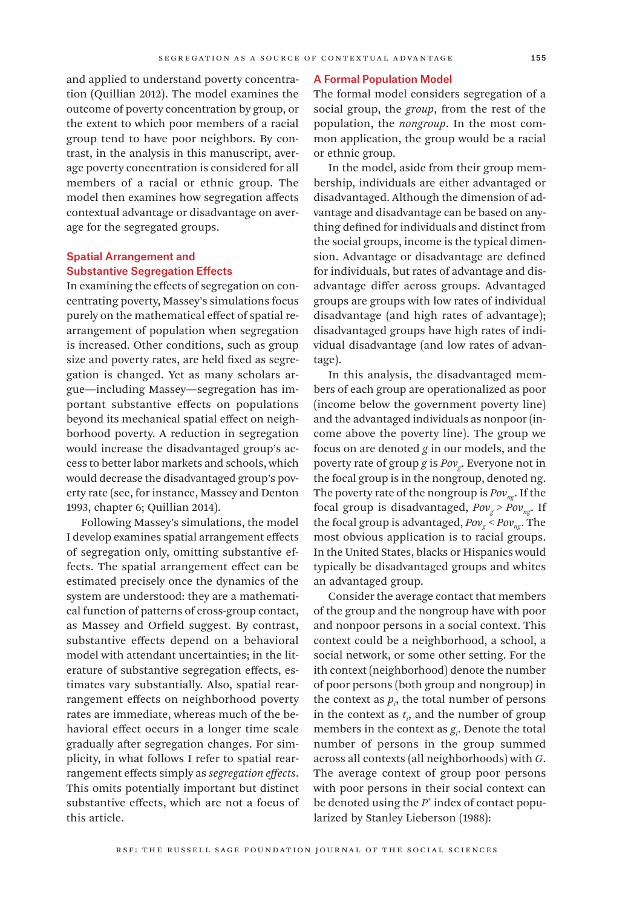and applied to understand poverty concentration (Quillian 2012). The model examines the outcome of poverty concentration by group, or the extent to which poor members of a racial group tend to have poor neighbors. By contrast, in the analysis in this manuscript, average poverty concentration is considered for all members of a racial or ethnic group. The model then examines how segregation affects contextual advantage or disadvantage on average for the segregated groups.

## Spatial Arrangement and Substantive Segregation Effects

In examining the effects of segregation on concentrating poverty, Massey's simulations focus purely on the mathematical effect of spatial rearrangement of population when segregation is increased. Other conditions, such as group size and poverty rates, are held fixed as segregation is changed. Yet as many scholars argue—including Massey—segregation has important substantive effects on populations beyond its mechanical spatial effect on neighborhood poverty. A reduction in segregation would increase the disadvantaged group's access to better labor markets and schools, which would decrease the disadvantaged group's poverty rate (see, for instance, Massey and Denton 1993, chapter 6; Quillian 2014).

Following Massey's simulations, the model I develop examines spatial arrangement effects of segregation only, omitting substantive effects. The spatial arrangement effect can be estimated precisely once the dynamics of the system are understood: they are a mathematical function of patterns of cross-group contact, as Massey and Orfield suggest. By contrast, substantive effects depend on a behavioral model with attendant uncertainties; in the literature of substantive segregation effects, estimates vary substantially. Also, spatial rearrangement effects on neighborhood poverty rates are immediate, whereas much of the behavioral effect occurs in a longer time scale gradually after segregation changes. For simplicity, in what follows I refer to spatial rearrangement effects simply as *segregation effects*. This omits potentially important but distinct substantive effects, which are not a focus of this article.

## A Formal Population Model

The formal model considers segregation of a social group, the *group*, from the rest of the population, the *nongroup*. In the most common application, the group would be a racial or ethnic group.

In the model, aside from their group membership, individuals are either advantaged or disadvantaged. Although the dimension of advantage and disadvantage can be based on anything defined for individuals and distinct from the social groups, income is the typical dimension. Advantage or disadvantage are defined for individuals, but rates of advantage and disadvantage differ across groups. Advantaged groups are groups with low rates of individual disadvantage (and high rates of advantage); disadvantaged groups have high rates of individual disadvantage (and low rates of advantage).

In this analysis, the disadvantaged members of each group are operationalized as poor (income below the government poverty line) and the advantaged individuals as nonpoor (income above the poverty line). The group we focus on are denoted *g* in our models, and the poverty rate of group *g* is $Pov_g$. Everyone not in the focal group is in the nongroup, denoted ng. The poverty rate of the nongroup is $Pov_{ng}$. If the focal group is disadvantaged, $Pov_g > Pov_{ng}$. If the focal group is advantaged, $Pov_g < Pov_{ng}$. The most obvious application is to racial groups. In the United States, blacks or Hispanics would typically be disadvantaged groups and whites an advantaged group.

Consider the average contact that members of the group and the nongroup have with poor and nonpoor persons in a social context. This context could be a neighborhood, a school, a social network, or some other setting. For the ith context (neighborhood) denote the number of poor persons (both group and nongroup) in the context as $p_i$, the total number of persons in the context as $t_i$, and the number of group members in the context as $g_i$. Denote the total number of persons in the group summed across all contexts (all neighborhoods) with $G$. The average context of group poor persons with poor persons in their social context can be denoted using the $P^*$ index of contact popularized by Stanley Lieberson (1988):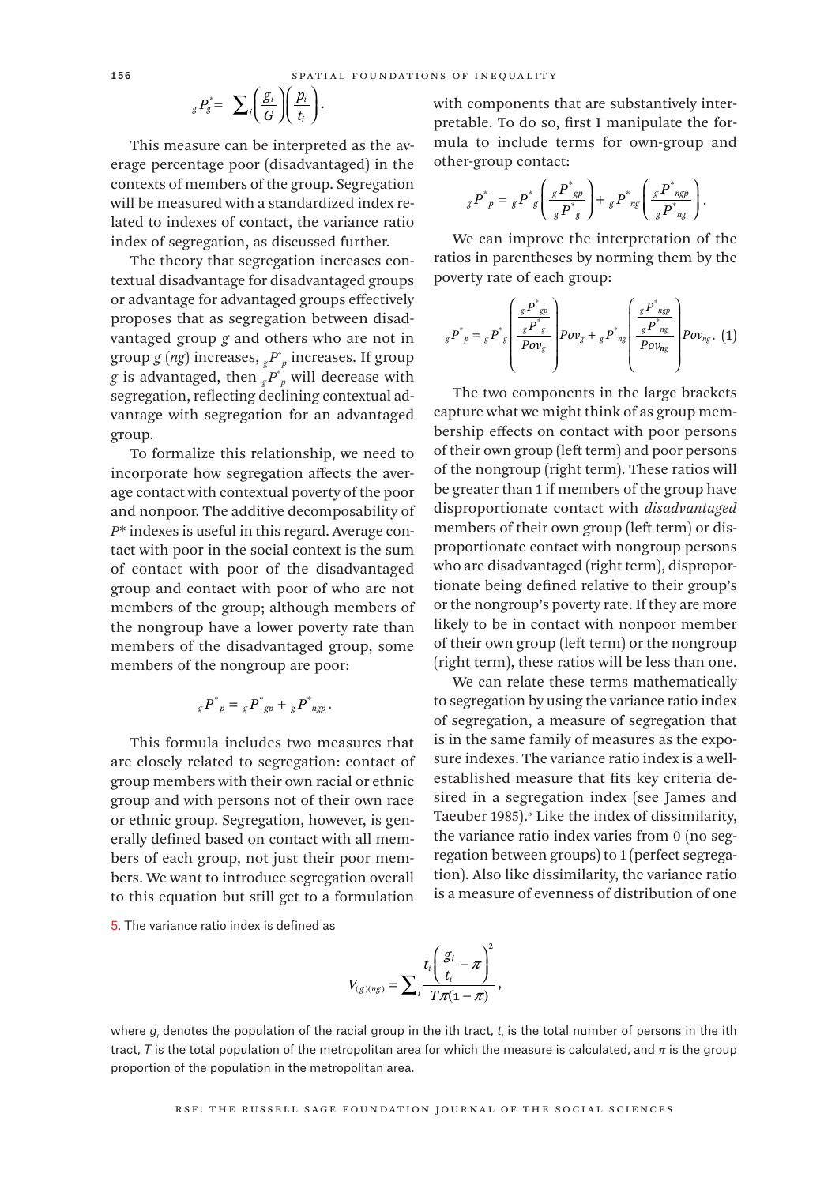$$_gP^*_g = \sum_i \left(\frac{g_i}{G}\right)\left(\frac{p_i}{t_i}\right).$$

This measure can be interpreted as the average percentage poor (disadvantaged) in the contexts of members of the group. Segregation will be measured with a standardized index related to indexes of contact, the variance ratio index of segregation, as discussed further.

The theory that segregation increases contextual disadvantage for disadvantaged groups or advantage for advantaged groups effectively proposes that as segregation between disadvantaged group $g$ and others who are not in group $g$ ($ng$) increases, $_gP^*_p$ increases. If group $g$ is advantaged, then $_gP^*_p$ will decrease with segregation, reflecting declining contextual advantage with segregation for an advantaged group.

To formalize this relationship, we need to incorporate how segregation affects the average contact with contextual poverty of the poor and nonpoor. The additive decomposability of $P^*$ indexes is useful in this regard. Average contact with poor in the social context is the sum of contact with poor of the disadvantaged group and contact with poor of who are not members of the group; although members of the nongroup have a lower poverty rate than members of the disadvantaged group, some members of the nongroup are poor:

$$_gP^*_p = {}_gP^*_{gp} + {}_gP^*_{ngp}.$$

This formula includes two measures that are closely related to segregation: contact of group members with their own racial or ethnic group and with persons not of their own race or ethnic group. Segregation, however, is generally defined based on contact with all members of each group, not just their poor members. We want to introduce segregation overall to this equation but still get to a formulation with components that are substantively interpretable. To do so, first I manipulate the formula to include terms for own-group and other-group contact:

$$_gP^*_p = {}_gP^*_g\left(\frac{_gP^*_{gp}}{_gP^*_g}\right) + {}_gP^*_{ng}\left(\frac{_gP^*_{ngp}}{_gP^*_{ng}}\right).$$

We can improve the interpretation of the ratios in parentheses by norming them by the poverty rate of each group:

$$_gP^*_p = {}_gP^*_g\left(\frac{\frac{_gP^*_{gp}}{_gP^*_g}}{Pov_g}\right)Pov_g + {}_gP^*_{ng}\left(\frac{\frac{_gP^*_{ngp}}{_gP^*_{ng}}}{Pov_{ng}}\right)Pov_{ng}. \quad (1)$$

The two components in the large brackets capture what we might think of as group membership effects on contact with poor persons of their own group (left term) and poor persons of the nongroup (right term). These ratios will be greater than 1 if members of the group have disproportionate contact with *disadvantaged* members of their own group (left term) or disproportionate contact with nongroup persons who are disadvantaged (right term), disproportionate being defined relative to their group's or the nongroup's poverty rate. If they are more likely to be in contact with nonpoor member of their own group (left term) or the nongroup (right term), these ratios will be less than one.

We can relate these terms mathematically to segregation by using the variance ratio index of segregation, a measure of segregation that is in the same family of measures as the exposure indexes. The variance ratio index is a well-established measure that fits key criteria desired in a segregation index (see James and Taeuber 1985).[5] Like the index of dissimilarity, the variance ratio index varies from 0 (no segregation between groups) to 1 (perfect segregation). Also like dissimilarity, the variance ratio is a measure of evenness of distribution of one

5. The variance ratio index is defined as

$$V_{(g)(ng)} = \sum_i \frac{t_i\left(\frac{g_i}{t_i} - \pi\right)^2}{T\pi(1-\pi)},$$

where $g_i$ denotes the population of the racial group in the ith tract, $t_i$ is the total number of persons in the ith tract, $T$ is the total population of the metropolitan area for which the measure is calculated, and $\pi$ is the group proportion of the population in the metropolitan area.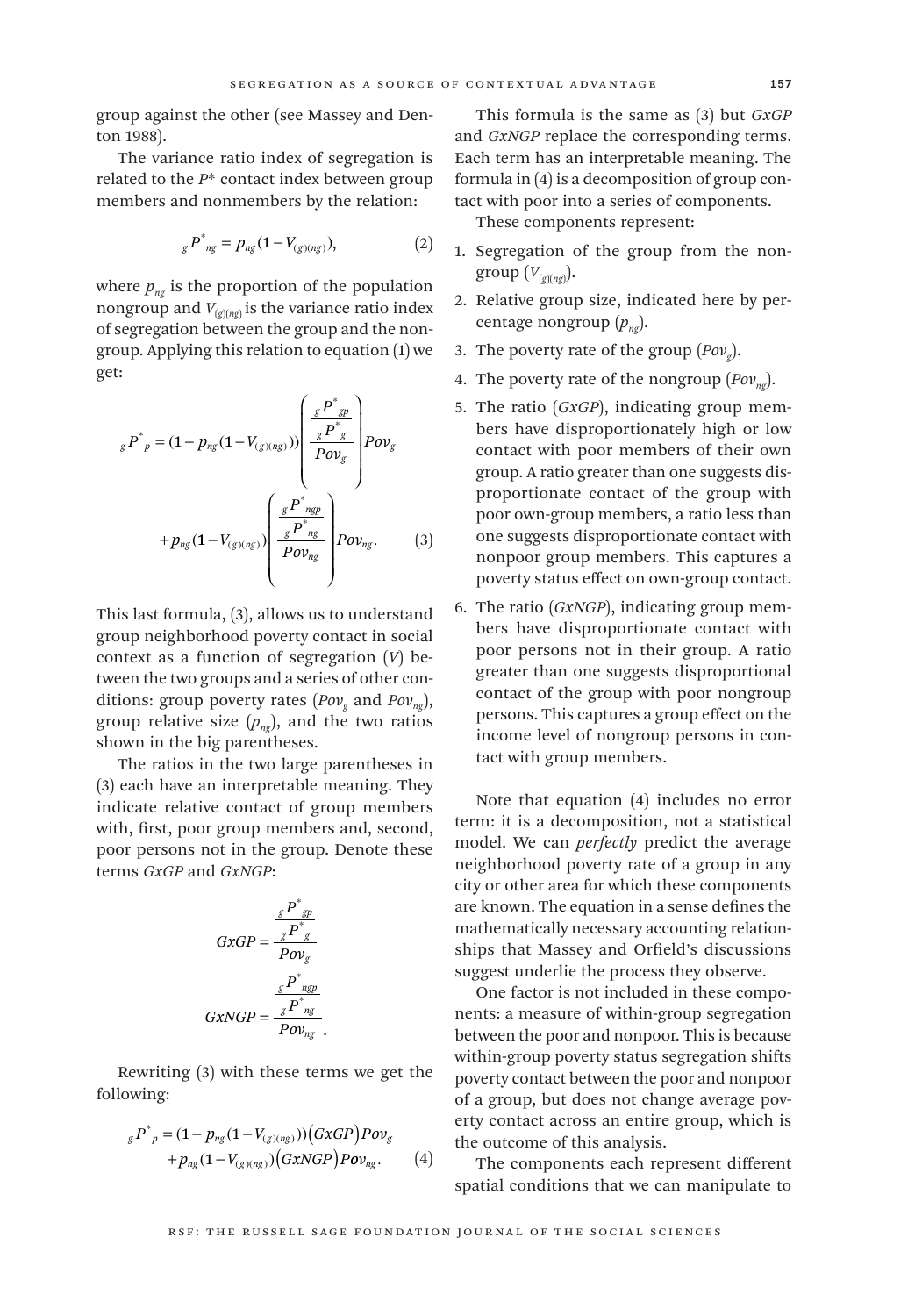group against the other (see Massey and Denton 1988).

The variance ratio index of segregation is related to the $P^*$ contact index between group members and nonmembers by the relation:

$$ {}_{g}P^{*}_{ng} = p_{ng}(1 - V_{(g)(ng)}), \tag{2} $$

where $p_{ng}$ is the proportion of the population nongroup and $V_{(g)(ng)}$ is the variance ratio index of segregation between the group and the nongroup. Applying this relation to equation (1) we get:

$$ {}_{g}P^{*}_{p} = (1 - p_{ng}(1 - V_{(g)(ng)}))\left(\frac{\dfrac{{}_{g}P^{*}_{gp}}{{}_{g}P^{*}_{g}}}{Pov_{g}}\right)Pov_{g} + p_{ng}(1 - V_{(g)(ng)})\left(\frac{\dfrac{{}_{g}P^{*}_{ngp}}{{}_{g}P^{*}_{ng}}}{Pov_{ng}}\right)Pov_{ng}. \tag{3} $$

This last formula, (3), allows us to understand group neighborhood poverty contact in social context as a function of segregation ($V$) between the two groups and a series of other conditions: group poverty rates ($Pov_g$ and $Pov_{ng}$), group relative size ($p_{ng}$), and the two ratios shown in the big parentheses.

The ratios in the two large parentheses in (3) each have an interpretable meaning. They indicate relative contact of group members with, first, poor group members and, second, poor persons not in the group. Denote these terms *GxGP* and *GxNGP*:

$$ GxGP = \frac{\dfrac{{}_{g}P^{*}_{gp}}{{}_{g}P^{*}_{g}}}{Pov_{g}} $$

$$ GxNGP = \frac{\dfrac{{}_{g}P^{*}_{ngp}}{{}_{g}P^{*}_{ng}}}{Pov_{ng}}. $$

Rewriting (3) with these terms we get the following:

$$ {}_{g}P^{*}_{p} = (1 - p_{ng}(1 - V_{(g)(ng)}))\big(GxGP\big)Pov_{g} + p_{ng}(1 - V_{(g)(ng)})\big(GxNGP\big)Pov_{ng}. \tag{4} $$

This formula is the same as (3) but *GxGP* and *GxNGP* replace the corresponding terms. Each term has an interpretable meaning. The formula in (4) is a decomposition of group contact with poor into a series of components.

These components represent:

1. Segregation of the group from the nongroup ($V_{(g)(ng)}$).
2. Relative group size, indicated here by percentage nongroup ($p_{ng}$).
3. The poverty rate of the group ($Pov_g$).
4. The poverty rate of the nongroup ($Pov_{ng}$).
5. The ratio (*GxGP*), indicating group members have disproportionately high or low contact with poor members of their own group. A ratio greater than one suggests disproportionate contact of the group with poor own-group members, a ratio less than one suggests disproportionate contact with nonpoor group members. This captures a poverty status effect on own-group contact.
6. The ratio (*GxNGP*), indicating group members have disproportionate contact with poor persons not in their group. A ratio greater than one suggests disproportional contact of the group with poor nongroup persons. This captures a group effect on the income level of nongroup persons in contact with group members.

Note that equation (4) includes no error term: it is a decomposition, not a statistical model. We can *perfectly* predict the average neighborhood poverty rate of a group in any city or other area for which these components are known. The equation in a sense defines the mathematically necessary accounting relationships that Massey and Orfield's discussions suggest underlie the process they observe.

One factor is not included in these components: a measure of within-group segregation between the poor and nonpoor. This is because within-group poverty status segregation shifts poverty contact between the poor and nonpoor of a group, but does not change average poverty contact across an entire group, which is the outcome of this analysis.

The components each represent different spatial conditions that we can manipulate to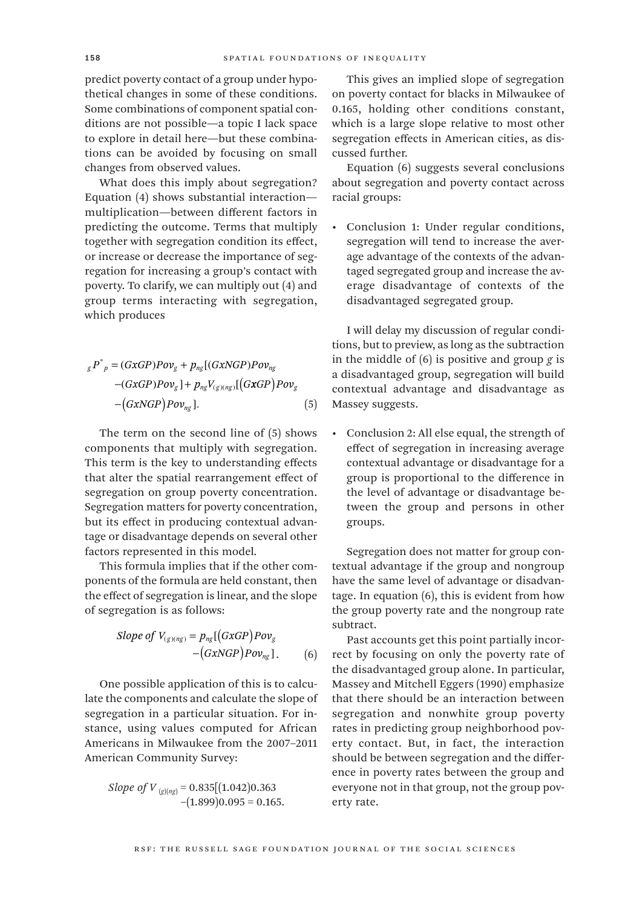predict poverty contact of a group under hypothetical changes in some of these conditions. Some combinations of component spatial conditions are not possible—a topic I lack space to explore in detail here—but these combinations can be avoided by focusing on small changes from observed values.

What does this imply about segregation? Equation (4) shows substantial interaction—multiplication—between different factors in predicting the outcome. Terms that multiply together with segregation condition its effect, or increase or decrease the importance of segregation for increasing a group's contact with poverty. To clarify, we can multiply out (4) and group terms interacting with segregation, which produces

$$
\begin{aligned}
{}_{g}P^{*}_{p} = (GxGP)Pov_{g} + p_{ng}[(GxNGP)Pov_{ng} \\
-(GxGP)Pov_{g}] + p_{ng}V_{(g)(ng)}[(GxGP)Pov_{g} \\
-(GxNGP)Pov_{ng}]. \qquad (5)
\end{aligned}
$$

The term on the second line of (5) shows components that multiply with segregation. This term is the key to understanding effects that alter the spatial rearrangement effect of segregation on group poverty concentration. Segregation matters for poverty concentration, but its effect in producing contextual advantage or disadvantage depends on several other factors represented in this model.

This formula implies that if the other components of the formula are held constant, then the effect of segregation is linear, and the slope of segregation is as follows:

$$
\begin{aligned}
\textit{Slope of } V_{(g)(ng)} = p_{ng}[(GxGP)Pov_{g} \\
-(GxNGP)Pov_{ng}]. \qquad (6)
\end{aligned}
$$

One possible application of this is to calculate the components and calculate the slope of segregation in a particular situation. For instance, using values computed for African Americans in Milwaukee from the 2007–2011 American Community Survey:

$$
\begin{aligned}
\textit{Slope of } V_{(g)(ng)} = 0.835[(1.042)0.363 \\
-(1.899)0.095 = 0.165.
\end{aligned}
$$

This gives an implied slope of segregation on poverty contact for blacks in Milwaukee of 0.165, holding other conditions constant, which is a large slope relative to most other segregation effects in American cities, as discussed further.

Equation (6) suggests several conclusions about segregation and poverty contact across racial groups:

- Conclusion 1: Under regular conditions, segregation will tend to increase the average advantage of the contexts of the advantaged segregated group and increase the average disadvantage of contexts of the disadvantaged segregated group.

I will delay my discussion of regular conditions, but to preview, as long as the subtraction in the middle of (6) is positive and group *g* is a disadvantaged group, segregation will build contextual advantage and disadvantage as Massey suggests.

- Conclusion 2: All else equal, the strength of effect of segregation in increasing average contextual advantage or disadvantage for a group is proportional to the difference in the level of advantage or disadvantage between the group and persons in other groups.

Segregation does not matter for group contextual advantage if the group and nongroup have the same level of advantage or disadvantage. In equation (6), this is evident from how the group poverty rate and the nongroup rate subtract.

Past accounts get this point partially incorrect by focusing on only the poverty rate of the disadvantaged group alone. In particular, Massey and Mitchell Eggers (1990) emphasize that there should be an interaction between segregation and nonwhite group poverty rates in predicting group neighborhood poverty contact. But, in fact, the interaction should be between segregation and the difference in poverty rates between the group and everyone not in that group, not the group poverty rate.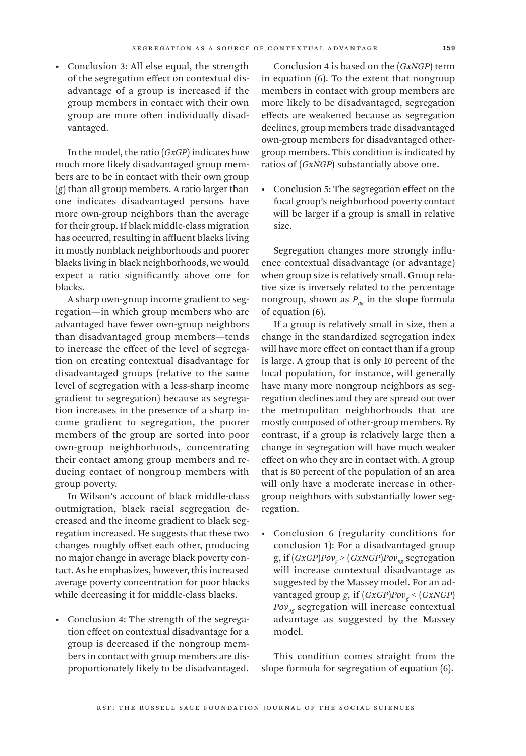- Conclusion 3: All else equal, the strength of the segregation effect on contextual disadvantage of a group is increased if the group members in contact with their own group are more often individually disadvantaged.

In the model, the ratio (*GxGP*) indicates how much more likely disadvantaged group members are to be in contact with their own group (*g*) than all group members. A ratio larger than one indicates disadvantaged persons have more own-group neighbors than the average for their group. If black middle-class migration has occurred, resulting in affluent blacks living in mostly nonblack neighborhoods and poorer blacks living in black neighborhoods, we would expect a ratio significantly above one for blacks.

A sharp own-group income gradient to segregation—in which group members who are advantaged have fewer own-group neighbors than disadvantaged group members—tends to increase the effect of the level of segregation on creating contextual disadvantage for disadvantaged groups (relative to the same level of segregation with a less-sharp income gradient to segregation) because as segregation increases in the presence of a sharp income gradient to segregation, the poorer members of the group are sorted into poor own-group neighborhoods, concentrating their contact among group members and reducing contact of nongroup members with group poverty.

In Wilson's account of black middle-class outmigration, black racial segregation decreased and the income gradient to black segregation increased. He suggests that these two changes roughly offset each other, producing no major change in average black poverty contact. As he emphasizes, however, this increased average poverty concentration for poor blacks while decreasing it for middle-class blacks.

- Conclusion 4: The strength of the segregation effect on contextual disadvantage for a group is decreased if the nongroup members in contact with group members are disproportionately likely to be disadvantaged.

Conclusion 4 is based on the (*GxNGP*) term in equation (6). To the extent that nongroup members in contact with group members are more likely to be disadvantaged, segregation effects are weakened because as segregation declines, group members trade disadvantaged own-group members for disadvantaged other-group members. This condition is indicated by ratios of (*GxNGP*) substantially above one.

- Conclusion 5: The segregation effect on the focal group's neighborhood poverty contact will be larger if a group is small in relative size.

Segregation changes more strongly influence contextual disadvantage (or advantage) when group size is relatively small. Group relative size is inversely related to the percentage nongroup, shown as $P_{ng}$ in the slope formula of equation (6).

If a group is relatively small in size, then a change in the standardized segregation index will have more effect on contact than if a group is large. A group that is only 10 percent of the local population, for instance, will generally have many more nongroup neighbors as segregation declines and they are spread out over the metropolitan neighborhoods that are mostly composed of other-group members. By contrast, if a group is relatively large then a change in segregation will have much weaker effect on who they are in contact with. A group that is 80 percent of the population of an area will only have a moderate increase in other-group neighbors with substantially lower segregation.

- Conclusion 6 (regularity conditions for conclusion 1): For a disadvantaged group g, if $(GxGP)Pov_g > (GxNGP)Pov_{ng}$ segregation will increase contextual disadvantage as suggested by the Massey model. For an advantaged group *g*, if $(GxGP)Pov_g < (GxNGP)Pov_{ng}$ segregation will increase contextual advantage as suggested by the Massey model.

This condition comes straight from the slope formula for segregation of equation (6).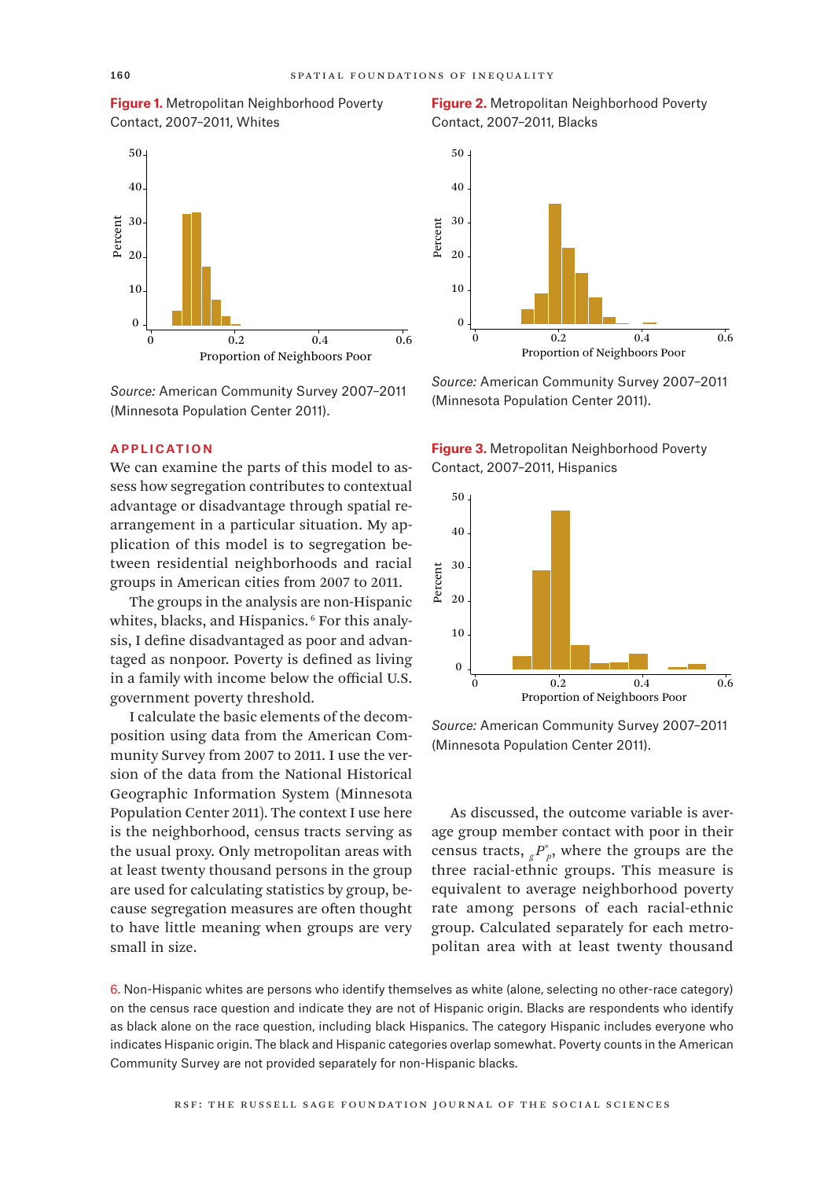**Figure 1.** Metropolitan Neighborhood Poverty Contact, 2007–2011, Whites

*Source:* American Community Survey 2007–2011 (Minnesota Population Center 2011).

**Figure 2.** Metropolitan Neighborhood Poverty Contact, 2007–2011, Blacks

*Source:* American Community Survey 2007–2011 (Minnesota Population Center 2011).

**Figure 3.** Metropolitan Neighborhood Poverty Contact, 2007–2011, Hispanics

*Source:* American Community Survey 2007–2011 (Minnesota Population Center 2011).

## APPLICATION

We can examine the parts of this model to assess how segregation contributes to contextual advantage or disadvantage through spatial rearrangement in a particular situation. My application of this model is to segregation between residential neighborhoods and racial groups in American cities from 2007 to 2011.

The groups in the analysis are non-Hispanic whites, blacks, and Hispanics.[6] For this analysis, I define disadvantaged as poor and advantaged as nonpoor. Poverty is defined as living in a family with income below the official U.S. government poverty threshold.

I calculate the basic elements of the decomposition using data from the American Community Survey from 2007 to 2011. I use the version of the data from the National Historical Geographic Information System (Minnesota Population Center 2011). The context I use here is the neighborhood, census tracts serving as the usual proxy. Only metropolitan areas with at least twenty thousand persons in the group are used for calculating statistics by group, because segregation measures are often thought to have little meaning when groups are very small in size.

As discussed, the outcome variable is average group member contact with poor in their census tracts, ${}_{g}P^{*}_{p}$, where the groups are the three racial-ethnic groups. This measure is equivalent to average neighborhood poverty rate among persons of each racial-ethnic group. Calculated separately for each metropolitan area with at least twenty thousand

6. Non-Hispanic whites are persons who identify themselves as white (alone, selecting no other-race category) on the census race question and indicate they are not of Hispanic origin. Blacks are respondents who identify as black alone on the race question, including black Hispanics. The category Hispanic includes everyone who indicates Hispanic origin. The black and Hispanic categories overlap somewhat. Poverty counts in the American Community Survey are not provided separately for non-Hispanic blacks.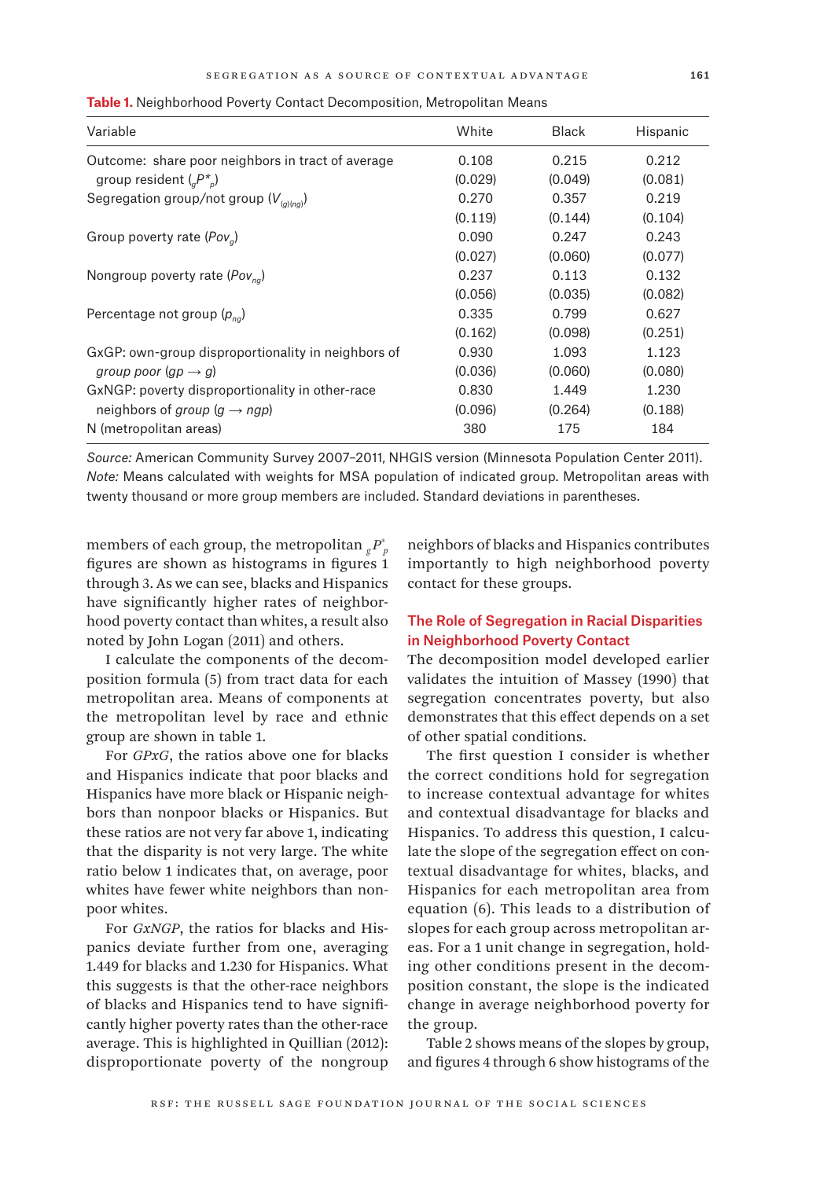**Table 1.** Neighborhood Poverty Contact Decomposition, Metropolitan Means

| Variable | White | Black | Hispanic |
|---|---|---|---|
| Outcome: share poor neighbors in tract of average group resident (${}_gP^*_p$) | 0.108 | 0.215 | 0.212 |
| | (0.029) | (0.049) | (0.081) |
| Segregation group/not group ($V_{(g)(ng)}$) | 0.270 | 0.357 | 0.219 |
| | (0.119) | (0.144) | (0.104) |
| Group poverty rate ($Pov_g$) | 0.090 | 0.247 | 0.243 |
| | (0.027) | (0.060) | (0.077) |
| Nongroup poverty rate ($Pov_{ng}$) | 0.237 | 0.113 | 0.132 |
| | (0.056) | (0.035) | (0.082) |
| Percentage not group ($p_{ng}$) | 0.335 | 0.799 | 0.627 |
| | (0.162) | (0.098) | (0.251) |
| GxGP: own-group disproportionality in neighbors of *group poor* ($gp \rightarrow g$) | 0.930 | 1.093 | 1.123 |
| | (0.036) | (0.060) | (0.080) |
| GxNGP: poverty disproportionality in other-race neighbors of *group* ($g \rightarrow ngp$) | 0.830 | 1.449 | 1.230 |
| | (0.096) | (0.264) | (0.188) |
| N (metropolitan areas) | 380 | 175 | 184 |

*Source:* American Community Survey 2007–2011, NHGIS version (Minnesota Population Center 2011).
*Note:* Means calculated with weights for MSA population of indicated group. Metropolitan areas with twenty thousand or more group members are included. Standard deviations in parentheses.

members of each group, the metropolitan ${}_gP^*_p$ figures are shown as histograms in figures 1 through 3. As we can see, blacks and Hispanics have significantly higher rates of neighborhood poverty contact than whites, a result also noted by John Logan (2011) and others.

I calculate the components of the decomposition formula (5) from tract data for each metropolitan area. Means of components at the metropolitan level by race and ethnic group are shown in table 1.

For *GPxG*, the ratios above one for blacks and Hispanics indicate that poor blacks and Hispanics have more black or Hispanic neighbors than nonpoor blacks or Hispanics. But these ratios are not very far above 1, indicating that the disparity is not very large. The white ratio below 1 indicates that, on average, poor whites have fewer white neighbors than nonpoor whites.

For *GxNGP*, the ratios for blacks and Hispanics deviate further from one, averaging 1.449 for blacks and 1.230 for Hispanics. What this suggests is that the other-race neighbors of blacks and Hispanics tend to have significantly higher poverty rates than the other-race average. This is highlighted in Quillian (2012): disproportionate poverty of the nongroup neighbors of blacks and Hispanics contributes importantly to high neighborhood poverty contact for these groups.

## The Role of Segregation in Racial Disparities in Neighborhood Poverty Contact

The decomposition model developed earlier validates the intuition of Massey (1990) that segregation concentrates poverty, but also demonstrates that this effect depends on a set of other spatial conditions.

The first question I consider is whether the correct conditions hold for segregation to increase contextual advantage for whites and contextual disadvantage for blacks and Hispanics. To address this question, I calculate the slope of the segregation effect on contextual disadvantage for whites, blacks, and Hispanics for each metropolitan area from equation (6). This leads to a distribution of slopes for each group across metropolitan areas. For a 1 unit change in segregation, holding other conditions present in the decomposition constant, the slope is the indicated change in average neighborhood poverty for the group.

Table 2 shows means of the slopes by group, and figures 4 through 6 show histograms of the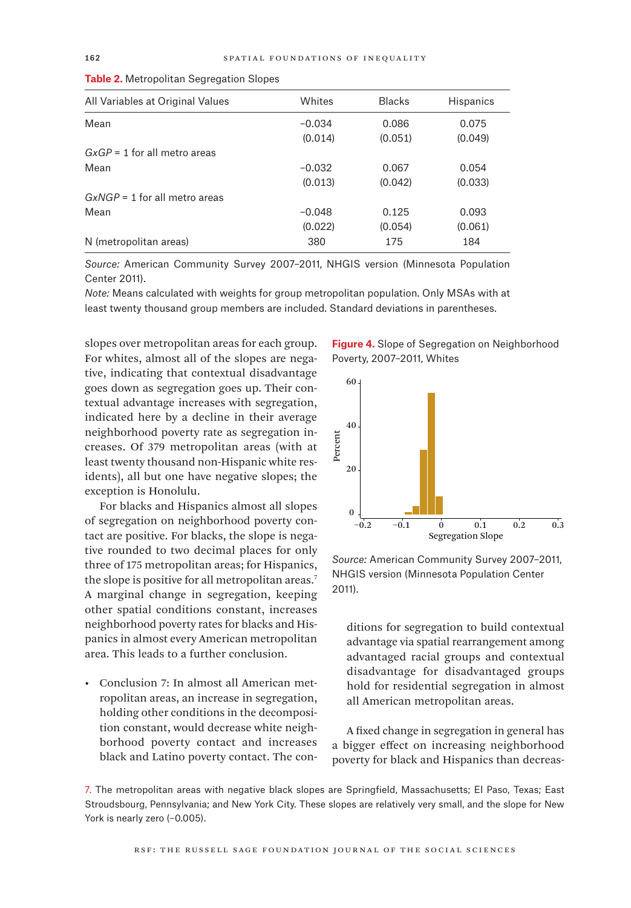**Table 2.** Metropolitan Segregation Slopes

| All Variables at Original Values | Whites | Blacks | Hispanics |
|---|---|---|---|
| Mean | −0.034 | 0.086 | 0.075 |
| | (0.014) | (0.051) | (0.049) |
| *GxGP* = 1 for all metro areas | | | |
| Mean | −0.032 | 0.067 | 0.054 |
| | (0.013) | (0.042) | (0.033) |
| *GxNGP* = 1 for all metro areas | | | |
| Mean | −0.048 | 0.125 | 0.093 |
| | (0.022) | (0.054) | (0.061) |
| N (metropolitan areas) | 380 | 175 | 184 |

*Source:* American Community Survey 2007–2011, NHGIS version (Minnesota Population Center 2011).

*Note:* Means calculated with weights for group metropolitan population. Only MSAs with at least twenty thousand group members are included. Standard deviations in parentheses.

slopes over metropolitan areas for each group. For whites, almost all of the slopes are negative, indicating that contextual disadvantage goes down as segregation goes up. Their contextual advantage increases with segregation, indicated here by a decline in their average neighborhood poverty rate as segregation increases. Of 379 metropolitan areas (with at least twenty thousand non-Hispanic white residents), all but one have negative slopes; the exception is Honolulu.

For blacks and Hispanics almost all slopes of segregation on neighborhood poverty contact are positive. For blacks, the slope is negative rounded to two decimal places for only three of 175 metropolitan areas; for Hispanics, the slope is positive for all metropolitan areas.[7] A marginal change in segregation, keeping other spatial conditions constant, increases neighborhood poverty rates for blacks and Hispanics in almost every American metropolitan area. This leads to a further conclusion.

- Conclusion 7: In almost all American metropolitan areas, an increase in segregation, holding other conditions in the decomposition constant, would decrease white neighborhood poverty contact and increases black and Latino poverty contact. The conditions for segregation to build contextual advantage via spatial rearrangement among advantaged racial groups and contextual disadvantage for disadvantaged groups hold for residential segregation in almost all American metropolitan areas.

**Figure 4.** Slope of Segregation on Neighborhood Poverty, 2007–2011, Whites

*Source:* American Community Survey 2007–2011, NHGIS version (Minnesota Population Center 2011).

A fixed change in segregation in general has a bigger effect on increasing neighborhood poverty for black and Hispanics than decreas-

7. The metropolitan areas with negative black slopes are Springfield, Massachusetts; El Paso, Texas; East Stroudsbourg, Pennsylvania; and New York City. These slopes are relatively very small, and the slope for New York is nearly zero (−0.005).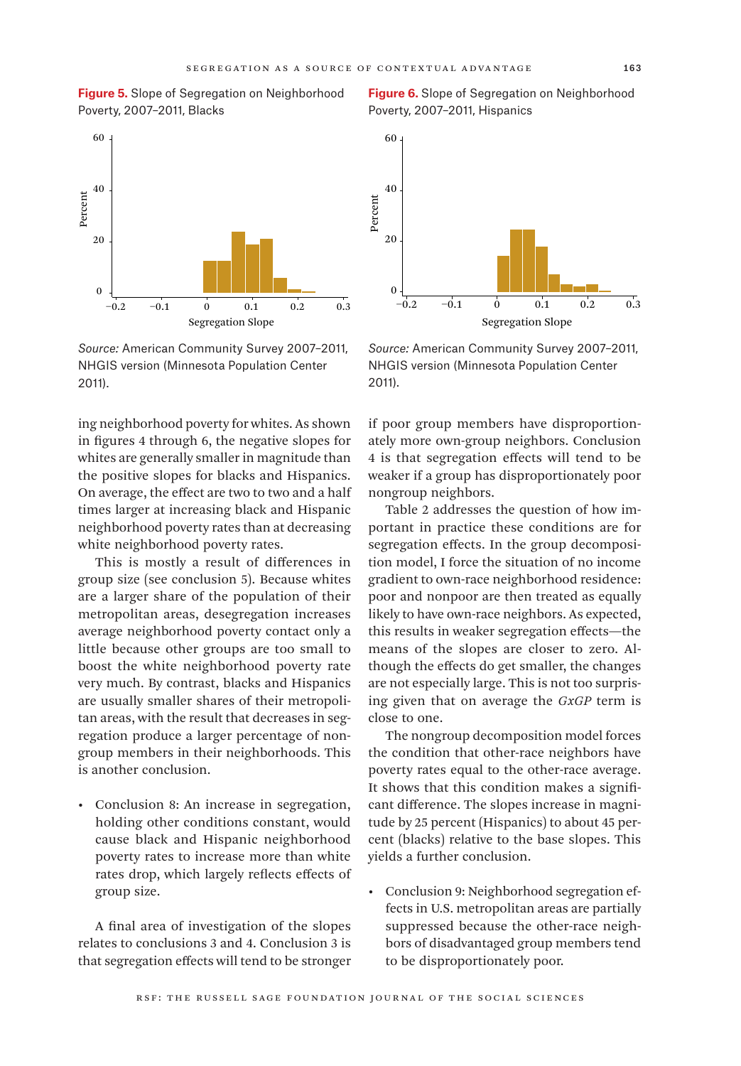**Figure 5.** Slope of Segregation on Neighborhood Poverty, 2007–2011, Blacks

*Source:* American Community Survey 2007–2011, NHGIS version (Minnesota Population Center 2011).

**Figure 6.** Slope of Segregation on Neighborhood Poverty, 2007–2011, Hispanics

*Source:* American Community Survey 2007–2011, NHGIS version (Minnesota Population Center 2011).

ing neighborhood poverty for whites. As shown in figures 4 through 6, the negative slopes for whites are generally smaller in magnitude than the positive slopes for blacks and Hispanics. On average, the effect are two to two and a half times larger at increasing black and Hispanic neighborhood poverty rates than at decreasing white neighborhood poverty rates.

This is mostly a result of differences in group size (see conclusion 5). Because whites are a larger share of the population of their metropolitan areas, desegregation increases average neighborhood poverty contact only a little because other groups are too small to boost the white neighborhood poverty rate very much. By contrast, blacks and Hispanics are usually smaller shares of their metropolitan areas, with the result that decreases in segregation produce a larger percentage of nongroup members in their neighborhoods. This is another conclusion.

- Conclusion 8: An increase in segregation, holding other conditions constant, would cause black and Hispanic neighborhood poverty rates to increase more than white rates drop, which largely reflects effects of group size.

A final area of investigation of the slopes relates to conclusions 3 and 4. Conclusion 3 is that segregation effects will tend to be stronger if poor group members have disproportionately more own-group neighbors. Conclusion 4 is that segregation effects will tend to be weaker if a group has disproportionately poor nongroup neighbors.

Table 2 addresses the question of how important in practice these conditions are for segregation effects. In the group decomposition model, I force the situation of no income gradient to own-race neighborhood residence: poor and nonpoor are then treated as equally likely to have own-race neighbors. As expected, this results in weaker segregation effects—the means of the slopes are closer to zero. Although the effects do get smaller, the changes are not especially large. This is not too surprising given that on average the *GxGP* term is close to one.

The nongroup decomposition model forces the condition that other-race neighbors have poverty rates equal to the other-race average. It shows that this condition makes a significant difference. The slopes increase in magnitude by 25 percent (Hispanics) to about 45 percent (blacks) relative to the base slopes. This yields a further conclusion.

- Conclusion 9: Neighborhood segregation effects in U.S. metropolitan areas are partially suppressed because the other-race neighbors of disadvantaged group members tend to be disproportionately poor.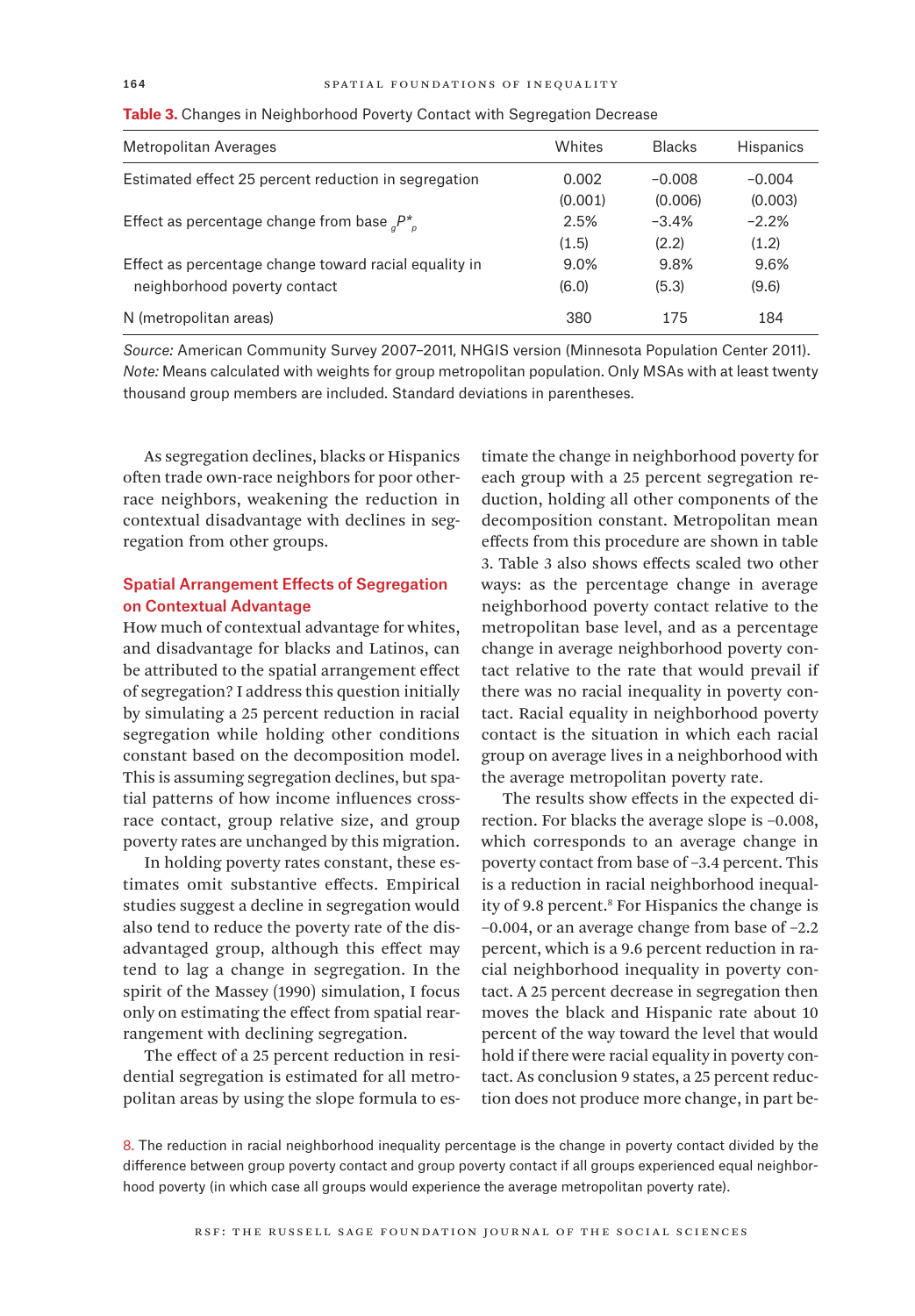**Table 3.** Changes in Neighborhood Poverty Contact with Segregation Decrease

| Metropolitan Averages | Whites | Blacks | Hispanics |
|---|---|---|---|
| Estimated effect 25 percent reduction in segregation | 0.002 | −0.008 | −0.004 |
| | (0.001) | (0.006) | (0.003) |
| Effect as percentage change from base ${}_{g}P^{*}_{p}$ | 2.5% | −3.4% | −2.2% |
| | (1.5) | (2.2) | (1.2) |
| Effect as percentage change toward racial equality in neighborhood poverty contact | 9.0% | 9.8% | 9.6% |
| | (6.0) | (5.3) | (9.6) |
| N (metropolitan areas) | 380 | 175 | 184 |

*Source:* American Community Survey 2007–2011, NHGIS version (Minnesota Population Center 2011).
*Note:* Means calculated with weights for group metropolitan population. Only MSAs with at least twenty thousand group members are included. Standard deviations in parentheses.

As segregation declines, blacks or Hispanics often trade own-race neighbors for poor other-race neighbors, weakening the reduction in contextual disadvantage with declines in segregation from other groups.

## Spatial Arrangement Effects of Segregation on Contextual Advantage

How much of contextual advantage for whites, and disadvantage for blacks and Latinos, can be attributed to the spatial arrangement effect of segregation? I address this question initially by simulating a 25 percent reduction in racial segregation while holding other conditions constant based on the decomposition model. This is assuming segregation declines, but spatial patterns of how income influences cross-race contact, group relative size, and group poverty rates are unchanged by this migration.

In holding poverty rates constant, these estimates omit substantive effects. Empirical studies suggest a decline in segregation would also tend to reduce the poverty rate of the disadvantaged group, although this effect may tend to lag a change in segregation. In the spirit of the Massey (1990) simulation, I focus only on estimating the effect from spatial rearrangement with declining segregation.

The effect of a 25 percent reduction in residential segregation is estimated for all metropolitan areas by using the slope formula to estimate the change in neighborhood poverty for each group with a 25 percent segregation reduction, holding all other components of the decomposition constant. Metropolitan mean effects from this procedure are shown in table 3. Table 3 also shows effects scaled two other ways: as the percentage change in average neighborhood poverty contact relative to the metropolitan base level, and as a percentage change in average neighborhood poverty contact relative to the rate that would prevail if there was no racial inequality in poverty contact. Racial equality in neighborhood poverty contact is the situation in which each racial group on average lives in a neighborhood with the average metropolitan poverty rate.

The results show effects in the expected direction. For blacks the average slope is −0.008, which corresponds to an average change in poverty contact from base of −3.4 percent. This is a reduction in racial neighborhood inequality of 9.8 percent.[8] For Hispanics the change is −0.004, or an average change from base of −2.2 percent, which is a 9.6 percent reduction in racial neighborhood inequality in poverty contact. A 25 percent decrease in segregation then moves the black and Hispanic rate about 10 percent of the way toward the level that would hold if there were racial equality in poverty contact. As conclusion 9 states, a 25 percent reduction does not produce more change, in part be-

8. The reduction in racial neighborhood inequality percentage is the change in poverty contact divided by the difference between group poverty contact and group poverty contact if all groups experienced equal neighborhood poverty (in which case all groups would experience the average metropolitan poverty rate).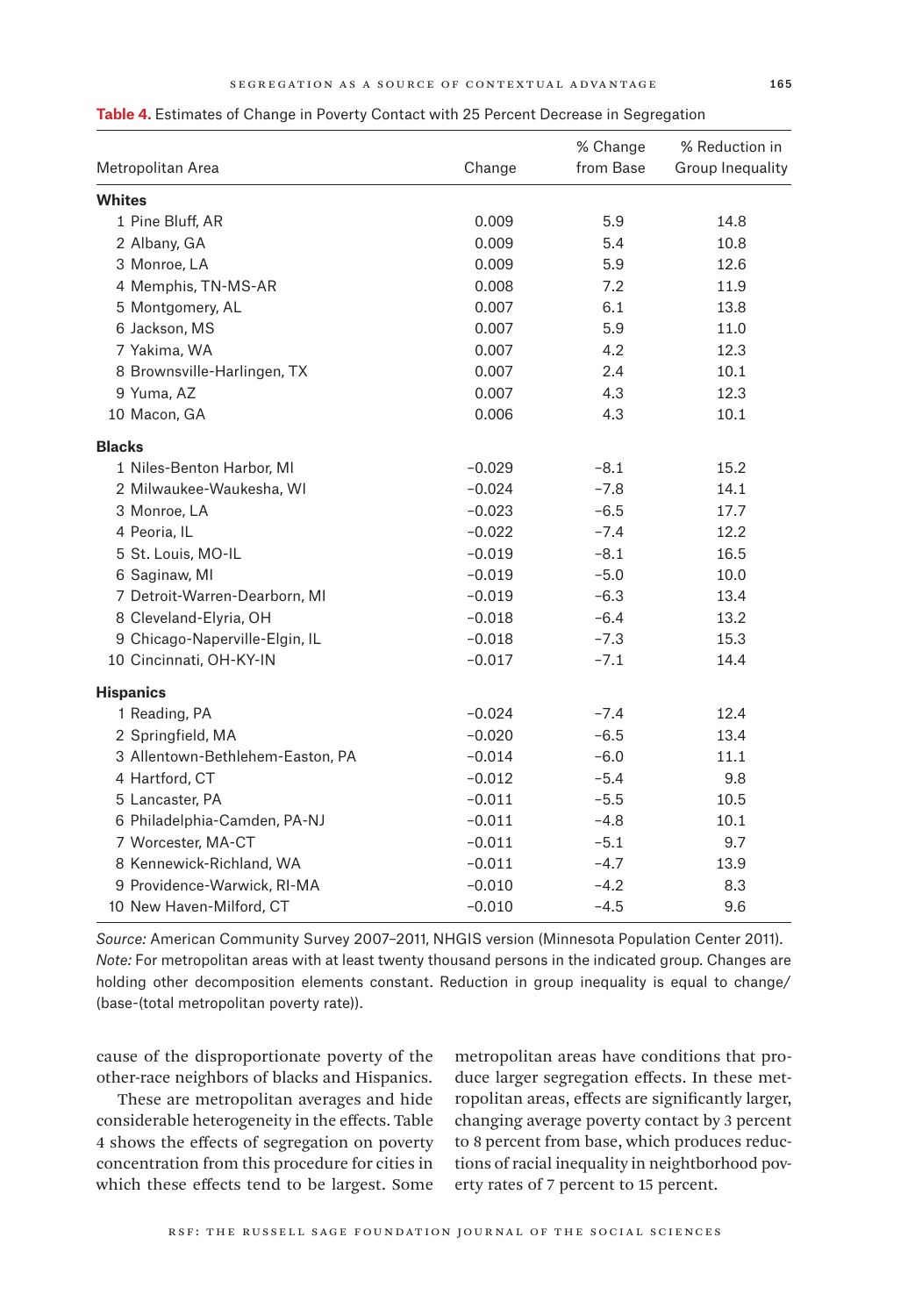**Table 4.** Estimates of Change in Poverty Contact with 25 Percent Decrease in Segregation

| Metropolitan Area | Change | % Change from Base | % Reduction in Group Inequality |
|---|---|---|---|
| **Whites** | | | |
| 1 Pine Bluff, AR | 0.009 | 5.9 | 14.8 |
| 2 Albany, GA | 0.009 | 5.4 | 10.8 |
| 3 Monroe, LA | 0.009 | 5.9 | 12.6 |
| 4 Memphis, TN-MS-AR | 0.008 | 7.2 | 11.9 |
| 5 Montgomery, AL | 0.007 | 6.1 | 13.8 |
| 6 Jackson, MS | 0.007 | 5.9 | 11.0 |
| 7 Yakima, WA | 0.007 | 4.2 | 12.3 |
| 8 Brownsville-Harlingen, TX | 0.007 | 2.4 | 10.1 |
| 9 Yuma, AZ | 0.007 | 4.3 | 12.3 |
| 10 Macon, GA | 0.006 | 4.3 | 10.1 |
| **Blacks** | | | |
| 1 Niles-Benton Harbor, MI | −0.029 | −8.1 | 15.2 |
| 2 Milwaukee-Waukesha, WI | −0.024 | −7.8 | 14.1 |
| 3 Monroe, LA | −0.023 | −6.5 | 17.7 |
| 4 Peoria, IL | −0.022 | −7.4 | 12.2 |
| 5 St. Louis, MO-IL | −0.019 | −8.1 | 16.5 |
| 6 Saginaw, MI | −0.019 | −5.0 | 10.0 |
| 7 Detroit-Warren-Dearborn, MI | −0.019 | −6.3 | 13.4 |
| 8 Cleveland-Elyria, OH | −0.018 | −6.4 | 13.2 |
| 9 Chicago-Naperville-Elgin, IL | −0.018 | −7.3 | 15.3 |
| 10 Cincinnati, OH-KY-IN | −0.017 | −7.1 | 14.4 |
| **Hispanics** | | | |
| 1 Reading, PA | −0.024 | −7.4 | 12.4 |
| 2 Springfield, MA | −0.020 | −6.5 | 13.4 |
| 3 Allentown-Bethlehem-Easton, PA | −0.014 | −6.0 | 11.1 |
| 4 Hartford, CT | −0.012 | −5.4 | 9.8 |
| 5 Lancaster, PA | −0.011 | −5.5 | 10.5 |
| 6 Philadelphia-Camden, PA-NJ | −0.011 | −4.8 | 10.1 |
| 7 Worcester, MA-CT | −0.011 | −5.1 | 9.7 |
| 8 Kennewick-Richland, WA | −0.011 | −4.7 | 13.9 |
| 9 Providence-Warwick, RI-MA | −0.010 | −4.2 | 8.3 |
| 10 New Haven-Milford, CT | −0.010 | −4.5 | 9.6 |

*Source:* American Community Survey 2007–2011, NHGIS version (Minnesota Population Center 2011).
*Note:* For metropolitan areas with at least twenty thousand persons in the indicated group. Changes are holding other decomposition elements constant. Reduction in group inequality is equal to change/(base-(total metropolitan poverty rate)).

cause of the disproportionate poverty of the other-race neighbors of blacks and Hispanics.

These are metropolitan averages and hide considerable heterogeneity in the effects. Table 4 shows the effects of segregation on poverty concentration from this procedure for cities in which these effects tend to be largest. Some metropolitan areas have conditions that produce larger segregation effects. In these metropolitan areas, effects are significantly larger, changing average poverty contact by 3 percent to 8 percent from base, which produces reductions of racial inequality in neighborhood poverty rates of 7 percent to 15 percent.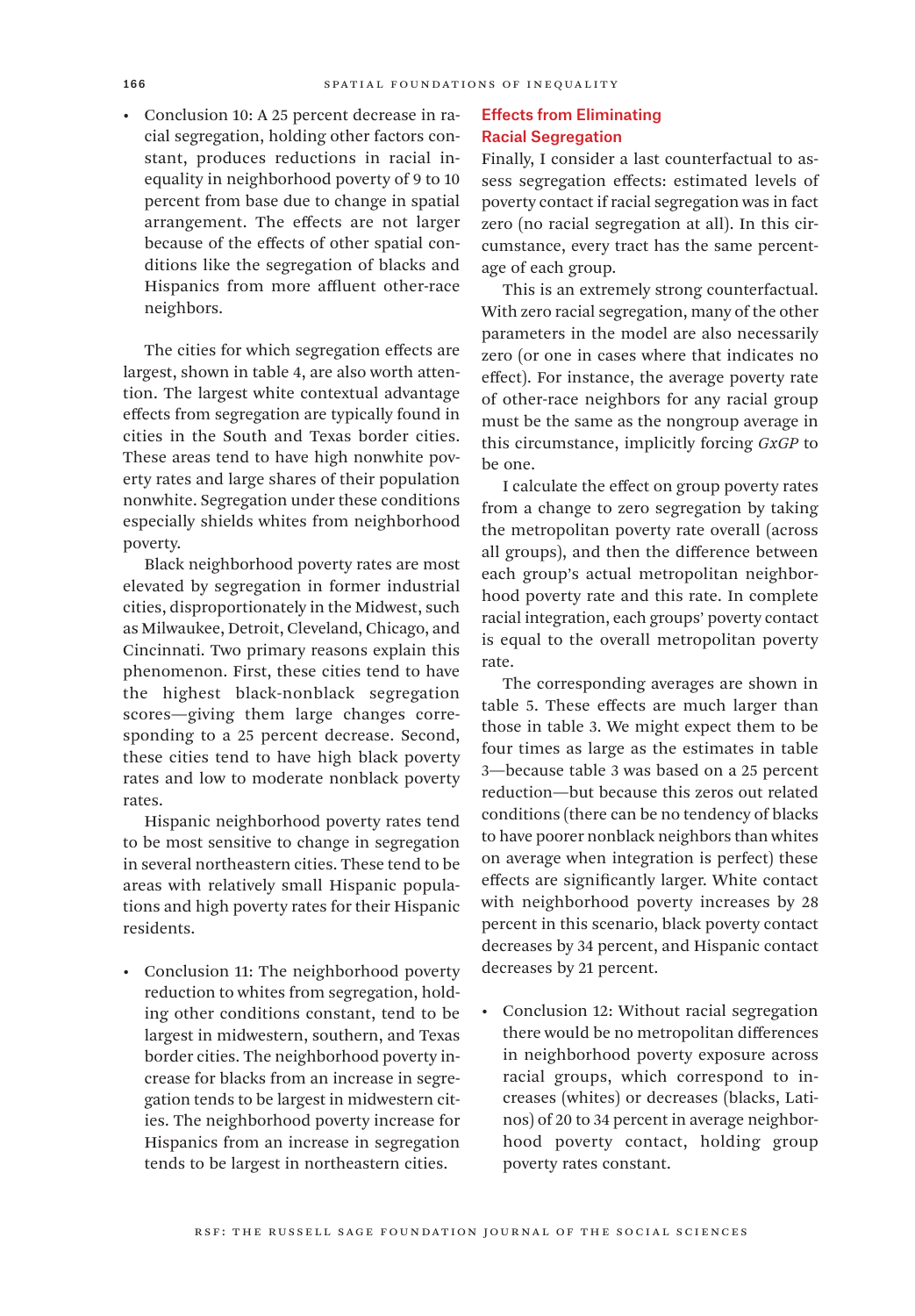- Conclusion 10: A 25 percent decrease in racial segregation, holding other factors constant, produces reductions in racial inequality in neighborhood poverty of 9 to 10 percent from base due to change in spatial arrangement. The effects are not larger because of the effects of other spatial conditions like the segregation of blacks and Hispanics from more affluent other-race neighbors.

The cities for which segregation effects are largest, shown in table 4, are also worth attention. The largest white contextual advantage effects from segregation are typically found in cities in the South and Texas border cities. These areas tend to have high nonwhite poverty rates and large shares of their population nonwhite. Segregation under these conditions especially shields whites from neighborhood poverty.

Black neighborhood poverty rates are most elevated by segregation in former industrial cities, disproportionately in the Midwest, such as Milwaukee, Detroit, Cleveland, Chicago, and Cincinnati. Two primary reasons explain this phenomenon. First, these cities tend to have the highest black-nonblack segregation scores—giving them large changes corresponding to a 25 percent decrease. Second, these cities tend to have high black poverty rates and low to moderate nonblack poverty rates.

Hispanic neighborhood poverty rates tend to be most sensitive to change in segregation in several northeastern cities. These tend to be areas with relatively small Hispanic populations and high poverty rates for their Hispanic residents.

- Conclusion 11: The neighborhood poverty reduction to whites from segregation, holding other conditions constant, tend to be largest in midwestern, southern, and Texas border cities. The neighborhood poverty increase for blacks from an increase in segregation tends to be largest in midwestern cities. The neighborhood poverty increase for Hispanics from an increase in segregation tends to be largest in northeastern cities.

## Effects from Eliminating Racial Segregation

Finally, I consider a last counterfactual to assess segregation effects: estimated levels of poverty contact if racial segregation was in fact zero (no racial segregation at all). In this circumstance, every tract has the same percentage of each group.

This is an extremely strong counterfactual. With zero racial segregation, many of the other parameters in the model are also necessarily zero (or one in cases where that indicates no effect). For instance, the average poverty rate of other-race neighbors for any racial group must be the same as the nongroup average in this circumstance, implicitly forcing *GxGP* to be one.

I calculate the effect on group poverty rates from a change to zero segregation by taking the metropolitan poverty rate overall (across all groups), and then the difference between each group's actual metropolitan neighborhood poverty rate and this rate. In complete racial integration, each groups' poverty contact is equal to the overall metropolitan poverty rate.

The corresponding averages are shown in table 5. These effects are much larger than those in table 3. We might expect them to be four times as large as the estimates in table 3—because table 3 was based on a 25 percent reduction—but because this zeros out related conditions (there can be no tendency of blacks to have poorer nonblack neighbors than whites on average when integration is perfect) these effects are significantly larger. White contact with neighborhood poverty increases by 28 percent in this scenario, black poverty contact decreases by 34 percent, and Hispanic contact decreases by 21 percent.

- Conclusion 12: Without racial segregation there would be no metropolitan differences in neighborhood poverty exposure across racial groups, which correspond to increases (whites) or decreases (blacks, Latinos) of 20 to 34 percent in average neighborhood poverty contact, holding group poverty rates constant.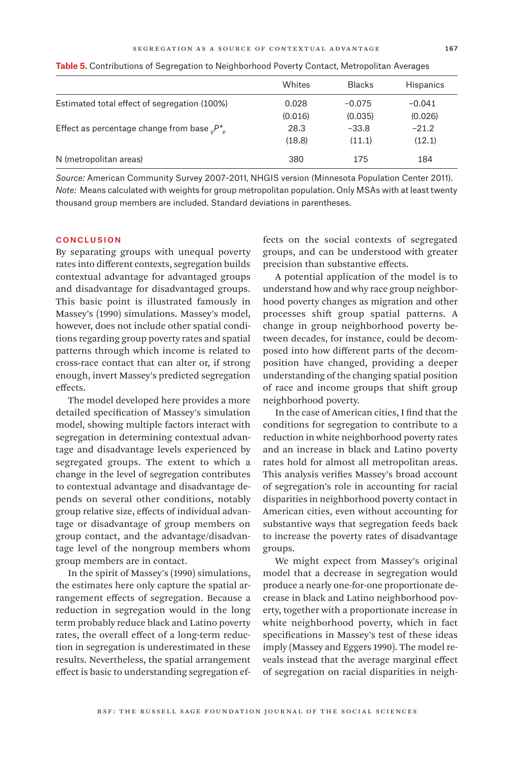**Table 5.** Contributions of Segregation to Neighborhood Poverty Contact, Metropolitan Averages

| | Whites | Blacks | Hispanics |
|---|---|---|---|
| Estimated total effect of segregation (100%) | 0.028 | −0.075 | −0.041 |
| | (0.016) | (0.035) | (0.026) |
| Effect as percentage change from base ${}_{g}P^{*}_{p}$ | 28.3 | −33.8 | −21.2 |
| | (18.8) | (11.1) | (12.1) |
| N (metropolitan areas) | 380 | 175 | 184 |

*Source:* American Community Survey 2007–2011, NHGIS version (Minnesota Population Center 2011).
*Note:* Means calculated with weights for group metropolitan population. Only MSAs with at least twenty thousand group members are included. Standard deviations in parentheses.

## CONCLUSION

By separating groups with unequal poverty rates into different contexts, segregation builds contextual advantage for advantaged groups and disadvantage for disadvantaged groups. This basic point is illustrated famously in Massey's (1990) simulations. Massey's model, however, does not include other spatial conditions regarding group poverty rates and spatial patterns through which income is related to cross-race contact that can alter or, if strong enough, invert Massey's predicted segregation effects.

The model developed here provides a more detailed specification of Massey's simulation model, showing multiple factors interact with segregation in determining contextual advantage and disadvantage levels experienced by segregated groups. The extent to which a change in the level of segregation contributes to contextual advantage and disadvantage depends on several other conditions, notably group relative size, effects of individual advantage or disadvantage of group members on group contact, and the advantage/disadvantage level of the nongroup members whom group members are in contact.

In the spirit of Massey's (1990) simulations, the estimates here only capture the spatial arrangement effects of segregation. Because a reduction in segregation would in the long term probably reduce black and Latino poverty rates, the overall effect of a long-term reduction in segregation is underestimated in these results. Nevertheless, the spatial arrangement effect is basic to understanding segregation effects on the social contexts of segregated groups, and can be understood with greater precision than substantive effects.

A potential application of the model is to understand how and why race group neighborhood poverty changes as migration and other processes shift group spatial patterns. A change in group neighborhood poverty between decades, for instance, could be decomposed into how different parts of the decomposition have changed, providing a deeper understanding of the changing spatial position of race and income groups that shift group neighborhood poverty.

In the case of American cities, I find that the conditions for segregation to contribute to a reduction in white neighborhood poverty rates and an increase in black and Latino poverty rates hold for almost all metropolitan areas. This analysis verifies Massey's broad account of segregation's role in accounting for racial disparities in neighborhood poverty contact in American cities, even without accounting for substantive ways that segregation feeds back to increase the poverty rates of disadvantage groups.

We might expect from Massey's original model that a decrease in segregation would produce a nearly one-for-one proportionate decrease in black and Latino neighborhood poverty, together with a proportionate increase in white neighborhood poverty, which in fact specifications in Massey's test of these ideas imply (Massey and Eggers 1990). The model reveals instead that the average marginal effect of segregation on racial disparities in neigh-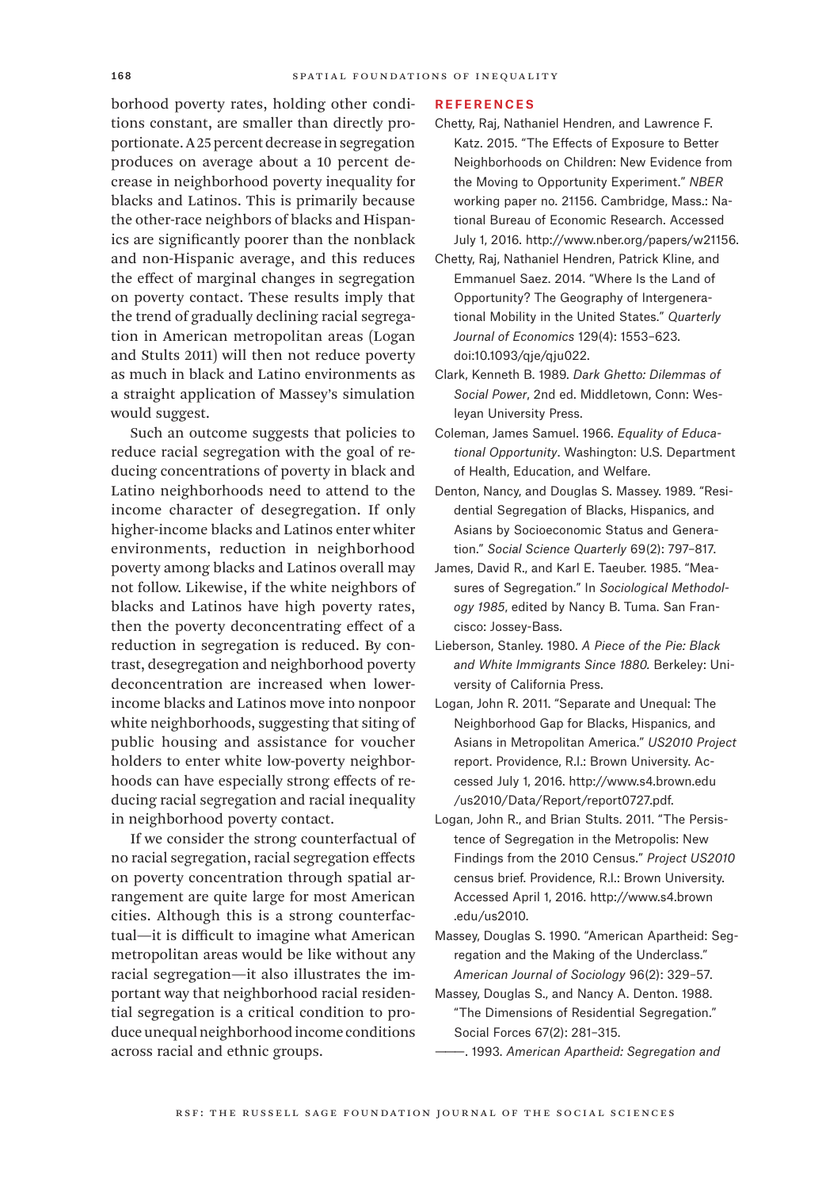borhood poverty rates, holding other conditions constant, are smaller than directly proportionate. A 25 percent decrease in segregation produces on average about a 10 percent decrease in neighborhood poverty inequality for blacks and Latinos. This is primarily because the other-race neighbors of blacks and Hispanics are significantly poorer than the nonblack and non-Hispanic average, and this reduces the effect of marginal changes in segregation on poverty contact. These results imply that the trend of gradually declining racial segregation in American metropolitan areas (Logan and Stults 2011) will then not reduce poverty as much in black and Latino environments as a straight application of Massey's simulation would suggest.

Such an outcome suggests that policies to reduce racial segregation with the goal of reducing concentrations of poverty in black and Latino neighborhoods need to attend to the income character of desegregation. If only higher-income blacks and Latinos enter whiter environments, reduction in neighborhood poverty among blacks and Latinos overall may not follow. Likewise, if the white neighbors of blacks and Latinos have high poverty rates, then the poverty deconcentrating effect of a reduction in segregation is reduced. By contrast, desegregation and neighborhood poverty deconcentration are increased when lower-income blacks and Latinos move into nonpoor white neighborhoods, suggesting that siting of public housing and assistance for voucher holders to enter white low-poverty neighborhoods can have especially strong effects of reducing racial segregation and racial inequality in neighborhood poverty contact.

If we consider the strong counterfactual of no racial segregation, racial segregation effects on poverty concentration through spatial arrangement are quite large for most American cities. Although this is a strong counterfactual—it is difficult to imagine what American metropolitan areas would be like without any racial segregation—it also illustrates the important way that neighborhood racial residential segregation is a critical condition to produce unequal neighborhood income conditions across racial and ethnic groups.

## REFERENCES

Chetty, Raj, Nathaniel Hendren, and Lawrence F. Katz. 2015. "The Effects of Exposure to Better Neighborhoods on Children: New Evidence from the Moving to Opportunity Experiment." *NBER* working paper no. 21156. Cambridge, Mass.: National Bureau of Economic Research. Accessed July 1, 2016. http://www.nber.org/papers/w21156.

Chetty, Raj, Nathaniel Hendren, Patrick Kline, and Emmanuel Saez. 2014. "Where Is the Land of Opportunity? The Geography of Intergenerational Mobility in the United States." *Quarterly Journal of Economics* 129(4): 1553–623. doi:10.1093/qje/qju022.

Clark, Kenneth B. 1989. *Dark Ghetto: Dilemmas of Social Power*, 2nd ed. Middletown, Conn: Wesleyan University Press.

Coleman, James Samuel. 1966. *Equality of Educational Opportunity*. Washington: U.S. Department of Health, Education, and Welfare.

Denton, Nancy, and Douglas S. Massey. 1989. "Residential Segregation of Blacks, Hispanics, and Asians by Socioeconomic Status and Generation." *Social Science Quarterly* 69(2): 797–817.

James, David R., and Karl E. Taeuber. 1985. "Measures of Segregation." In *Sociological Methodology 1985*, edited by Nancy B. Tuma. San Francisco: Jossey-Bass.

Lieberson, Stanley. 1980. *A Piece of the Pie: Black and White Immigrants Since 1880*. Berkeley: University of California Press.

Logan, John R. 2011. "Separate and Unequal: The Neighborhood Gap for Blacks, Hispanics, and Asians in Metropolitan America." *US2010 Project* report. Providence, R.I.: Brown University. Accessed July 1, 2016. http://www.s4.brown.edu/us2010/Data/Report/report0727.pdf.

Logan, John R., and Brian Stults. 2011. "The Persistence of Segregation in the Metropolis: New Findings from the 2010 Census." *Project US2010* census brief. Providence, R.I.: Brown University. Accessed April 1, 2016. http://www.s4.brown.edu/us2010.

Massey, Douglas S. 1990. "American Apartheid: Segregation and the Making of the Underclass." *American Journal of Sociology* 96(2): 329–57.

Massey, Douglas S., and Nancy A. Denton. 1988. "The Dimensions of Residential Segregation." Social Forces 67(2): 281–315.

———. 1993. *American Apartheid: Segregation and*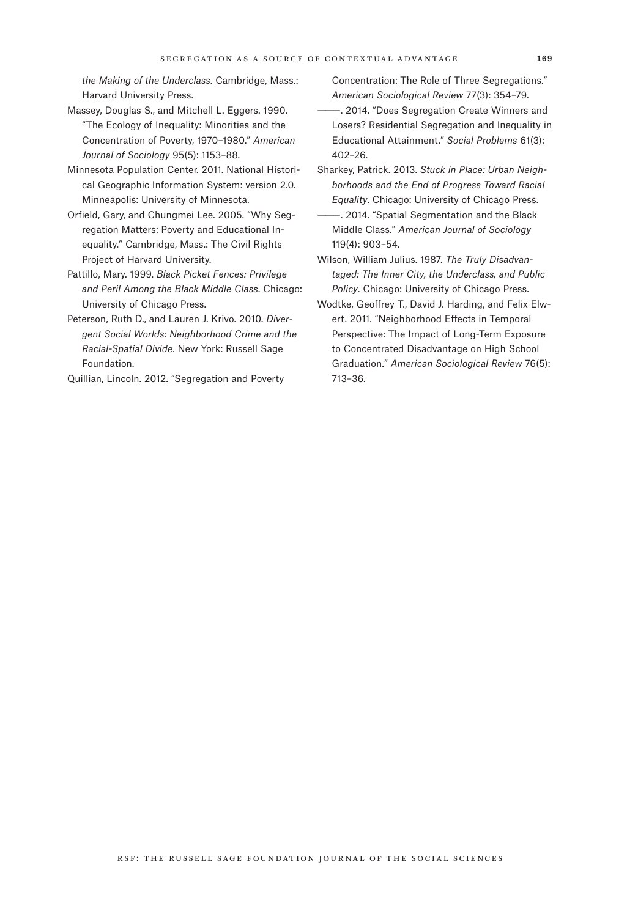*the Making of the Underclass*. Cambridge, Mass.: Harvard University Press.

Massey, Douglas S., and Mitchell L. Eggers. 1990. "The Ecology of Inequality: Minorities and the Concentration of Poverty, 1970–1980." *American Journal of Sociology* 95(5): 1153–88.

Minnesota Population Center. 2011. National Historical Geographic Information System: version 2.0. Minneapolis: University of Minnesota.

Orfield, Gary, and Chungmei Lee. 2005. "Why Segregation Matters: Poverty and Educational Inequality." Cambridge, Mass.: The Civil Rights Project of Harvard University.

Pattillo, Mary. 1999. *Black Picket Fences: Privilege and Peril Among the Black Middle Class*. Chicago: University of Chicago Press.

Peterson, Ruth D., and Lauren J. Krivo. 2010. *Divergent Social Worlds: Neighborhood Crime and the Racial-Spatial Divide*. New York: Russell Sage Foundation.

Quillian, Lincoln. 2012. "Segregation and Poverty Concentration: The Role of Three Segregations." *American Sociological Review* 77(3): 354–79.

———. 2014. "Does Segregation Create Winners and Losers? Residential Segregation and Inequality in Educational Attainment." *Social Problems* 61(3): 402–26.

Sharkey, Patrick. 2013. *Stuck in Place: Urban Neighborhoods and the End of Progress Toward Racial Equality*. Chicago: University of Chicago Press.

———. 2014. "Spatial Segmentation and the Black Middle Class." *American Journal of Sociology* 119(4): 903–54.

Wilson, William Julius. 1987. *The Truly Disadvantaged: The Inner City, the Underclass, and Public Policy*. Chicago: University of Chicago Press.

Wodtke, Geoffrey T., David J. Harding, and Felix Elwert. 2011. "Neighborhood Effects in Temporal Perspective: The Impact of Long-Term Exposure to Concentrated Disadvantage on High School Graduation." *American Sociological Review* 76(5): 713–36.